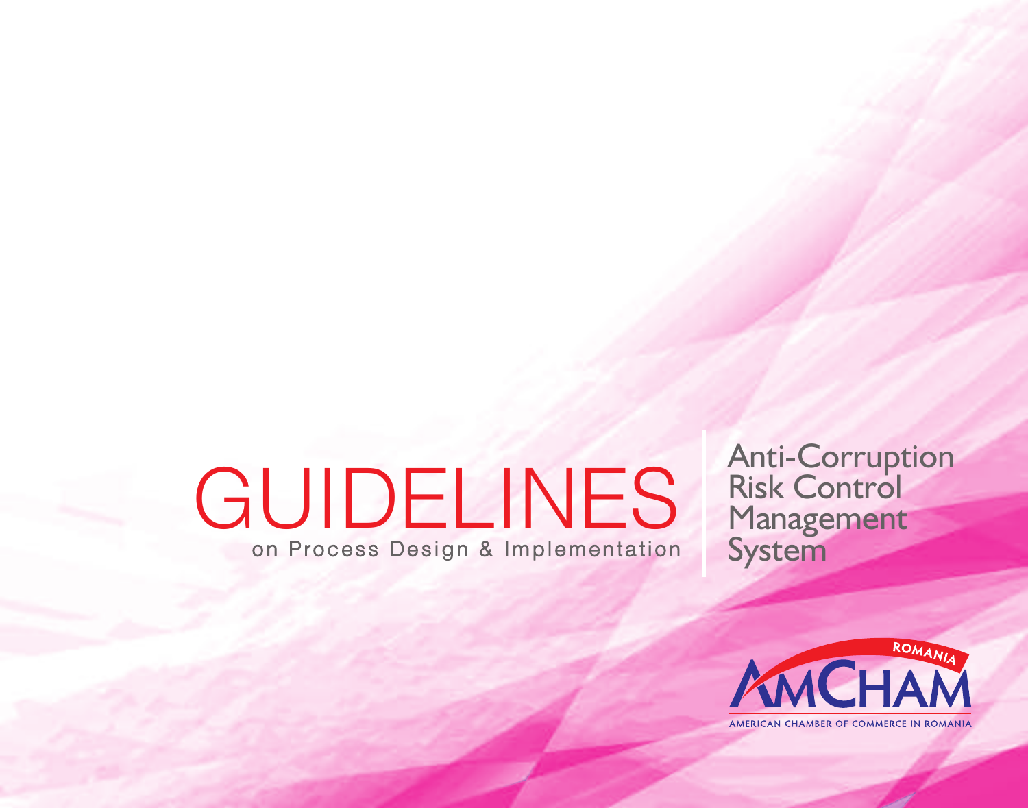# GUIDELINES

on Process Design & Implementation

## Anti-Corruption Risk Control Management System

ROMANIA

AMCHAM

AMERICAN CHAMBER OF COMMERCE IN ROMANIA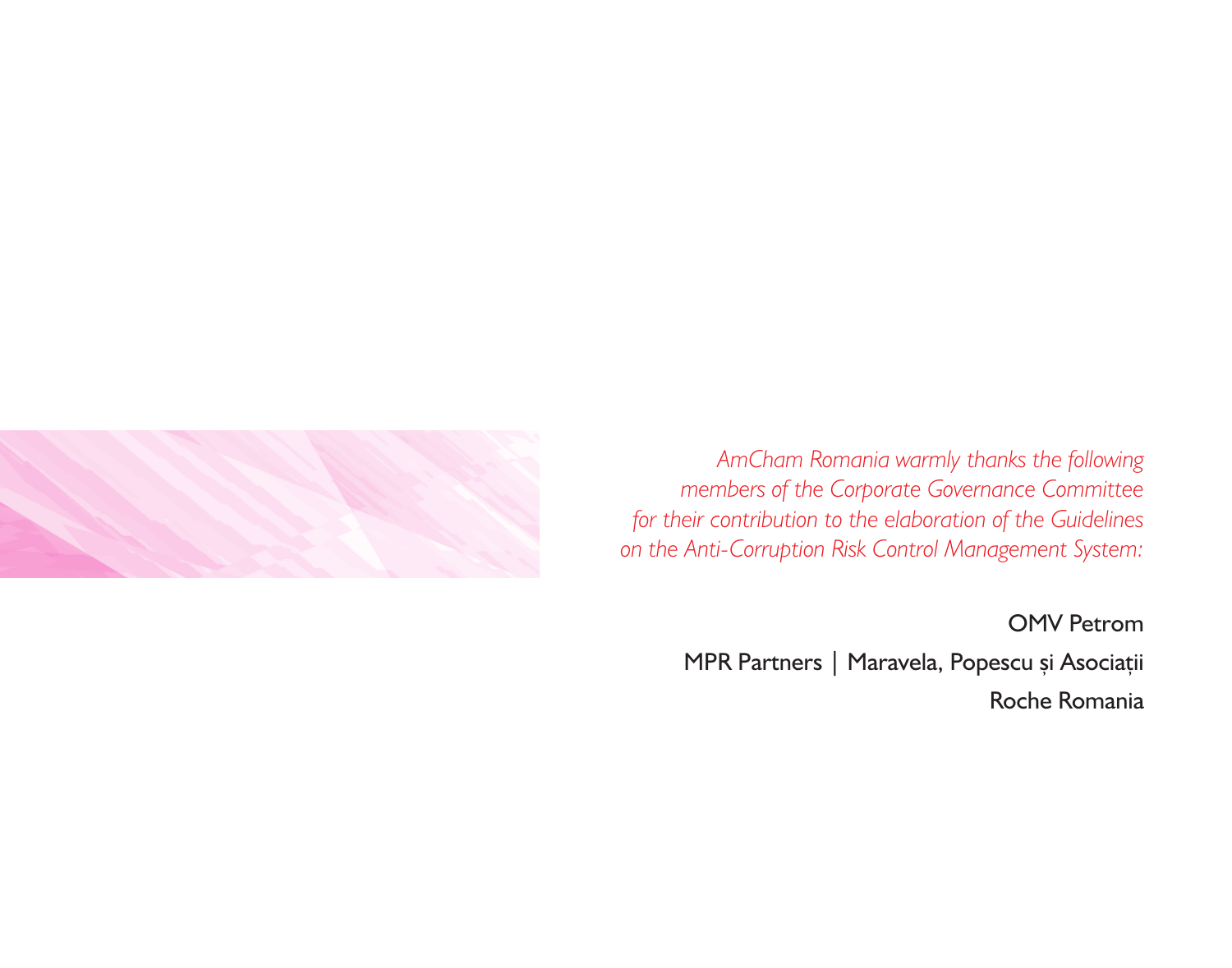*AmCham Romania warmly thanks the following members of the Corporate Governance Committee for their contribution to the elaboration of the Guidelines on the Anti-Corruption Risk Control Management System:*

OMV Petrom

MPR Partners | Maravela, Popescu și Asociații

Roche Romania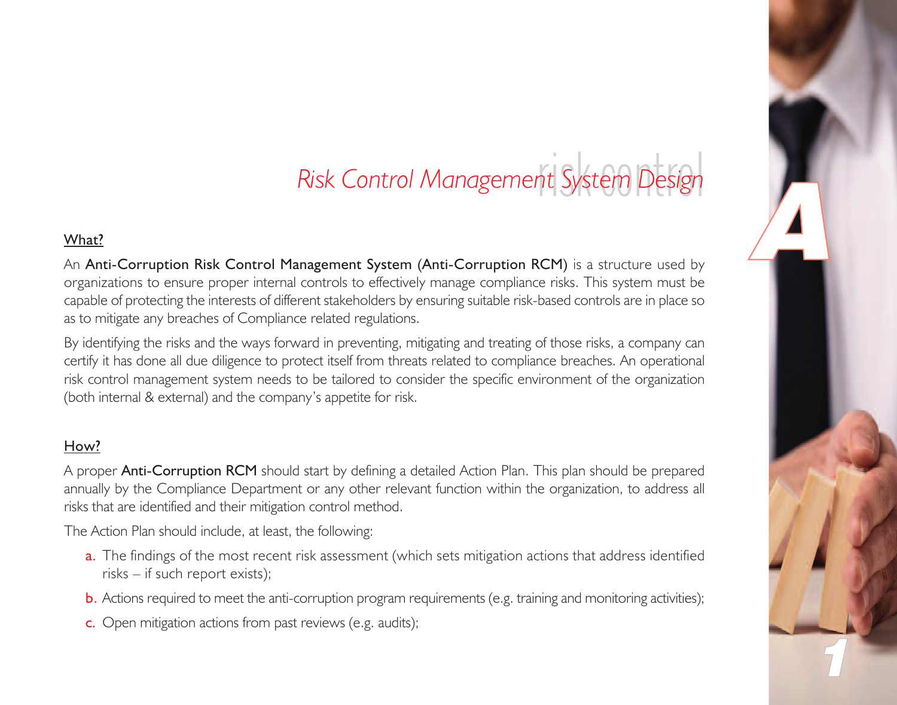# *Risk Control Management System Design*

## What?

An **Anti-Corruption Risk Control Management System (Anti-Corruption RCM)** is a structure used by organizations to ensure proper internal controls to effectively manage compliance risks. This system must be capable of protecting the interests of different stakeholders by ensuring suitable risk-based controls are in place so as to mitigate any breaches of Compliance related regulations.

By identifying the risks and the ways forward in preventing, mitigating and treating of those risks, a company can certify it has done all due diligence to protect itself from threats related to compliance breaches. An operational risk control management system needs to be tailored to consider the specific environment of the organization (both internal & external) and the company's appetite for risk.

## How?

A proper **Anti-Corruption RCM** should start by defining a detailed Action Plan. This plan should be prepared annually by the Compliance Department or any other relevant function within the organization, to address all risks that are identified and their mitigation control method.

The Action Plan should include, at least, the following:

a. The findings of the most recent risk assessment (which sets mitigation actions that address identified risks – if such report exists);

b. Actions required to meet the anti-corruption program requirements (e.g. training and monitoring activities);

c. Open mitigation actions from past reviews (e.g. audits);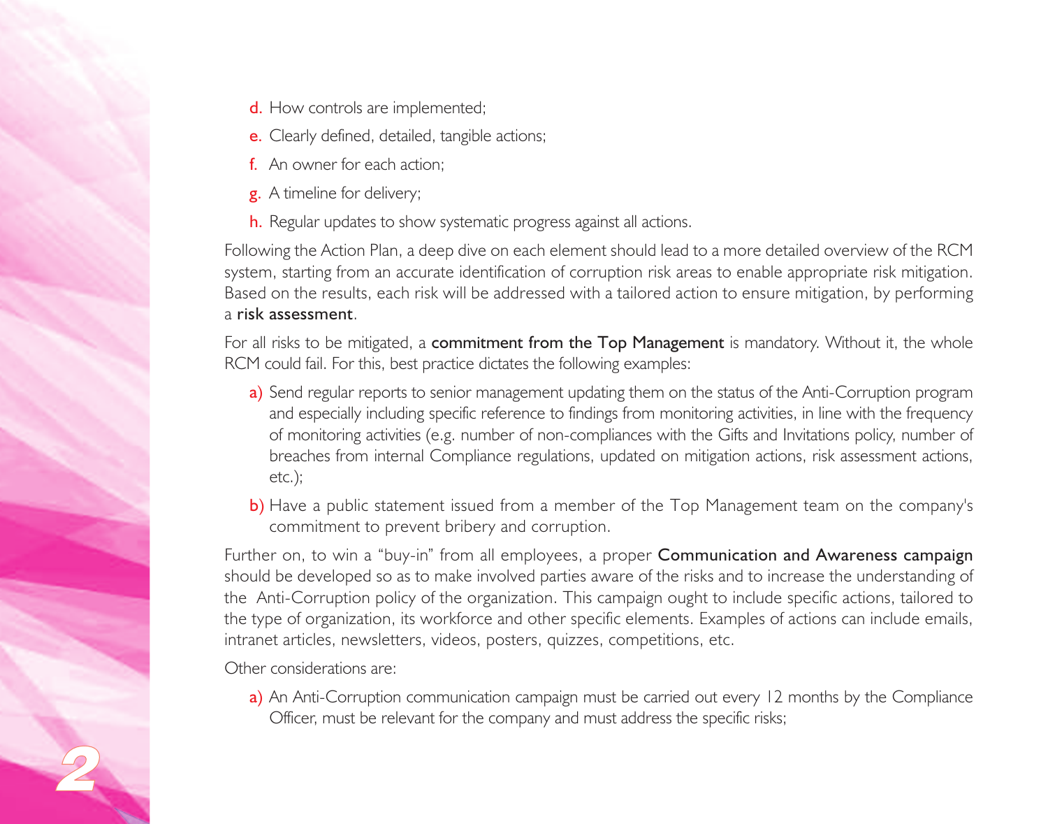d. How controls are implemented;

e. Clearly defined, detailed, tangible actions;

f. An owner for each action;

g. A timeline for delivery;

h. Regular updates to show systematic progress against all actions.

Following the Action Plan, a deep dive on each element should lead to a more detailed overview of the RCM system, starting from an accurate identification of corruption risk areas to enable appropriate risk mitigation. Based on the results, each risk will be addressed with a tailored action to ensure mitigation, by performing a **risk assessment**.

For all risks to be mitigated, a **commitment from the Top Management** is mandatory. Without it, the whole RCM could fail. For this, best practice dictates the following examples:

a) Send regular reports to senior management updating them on the status of the Anti-Corruption program and especially including specific reference to findings from monitoring activities, in line with the frequency of monitoring activities (e.g. number of non-compliances with the Gifts and Invitations policy, number of breaches from internal Compliance regulations, updated on mitigation actions, risk assessment actions, etc.);

b) Have a public statement issued from a member of the Top Management team on the company's commitment to prevent bribery and corruption.

Further on, to win a "buy-in" from all employees, a proper **Communication and Awareness campaign** should be developed so as to make involved parties aware of the risks and to increase the understanding of the Anti-Corruption policy of the organization. This campaign ought to include specific actions, tailored to the type of organization, its workforce and other specific elements. Examples of actions can include emails, intranet articles, newsletters, videos, posters, quizzes, competitions, etc.

Other considerations are:

a) An Anti-Corruption communication campaign must be carried out every 12 months by the Compliance Officer, must be relevant for the company and must address the specific risks;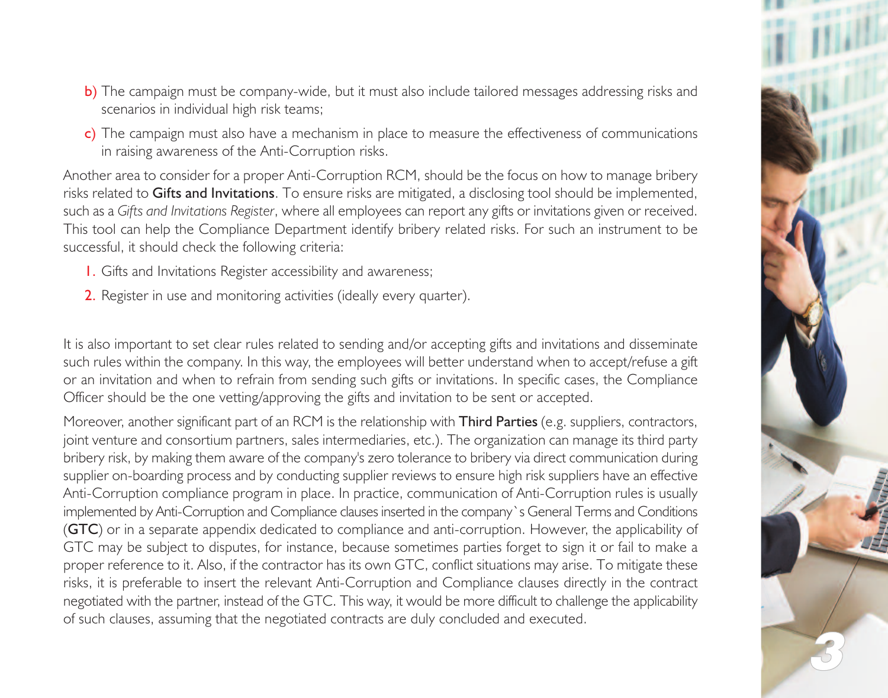b) The campaign must be company-wide, but it must also include tailored messages addressing risks and scenarios in individual high risk teams;

c) The campaign must also have a mechanism in place to measure the effectiveness of communications in raising awareness of the Anti-Corruption risks.

Another area to consider for a proper Anti-Corruption RCM, should be the focus on how to manage bribery risks related to **Gifts and Invitations**. To ensure risks are mitigated, a disclosing tool should be implemented, such as a *Gifts and Invitations Register*, where all employees can report any gifts or invitations given or received. This tool can help the Compliance Department identify bribery related risks. For such an instrument to be successful, it should check the following criteria:

1. Gifts and Invitations Register accessibility and awareness;
2. Register in use and monitoring activities (ideally every quarter).

It is also important to set clear rules related to sending and/or accepting gifts and invitations and disseminate such rules within the company. In this way, the employees will better understand when to accept/refuse a gift or an invitation and when to refrain from sending such gifts or invitations. In specific cases, the Compliance Officer should be the one vetting/approving the gifts and invitation to be sent or accepted.

Moreover, another significant part of an RCM is the relationship with **Third Parties** (e.g. suppliers, contractors, joint venture and consortium partners, sales intermediaries, etc.). The organization can manage its third party bribery risk, by making them aware of the company's zero tolerance to bribery via direct communication during supplier on-boarding process and by conducting supplier reviews to ensure high risk suppliers have an effective Anti-Corruption compliance program in place. In practice, communication of Anti-Corruption rules is usually implemented by Anti-Corruption and Compliance clauses inserted in the company`s General Terms and Conditions (**GTC**) or in a separate appendix dedicated to compliance and anti-corruption. However, the applicability of GTC may be subject to disputes, for instance, because sometimes parties forget to sign it or fail to make a proper reference to it. Also, if the contractor has its own GTC, conflict situations may arise. To mitigate these risks, it is preferable to insert the relevant Anti-Corruption and Compliance clauses directly in the contract negotiated with the partner, instead of the GTC. This way, it would be more difficult to challenge the applicability of such clauses, assuming that the negotiated contracts are duly concluded and executed.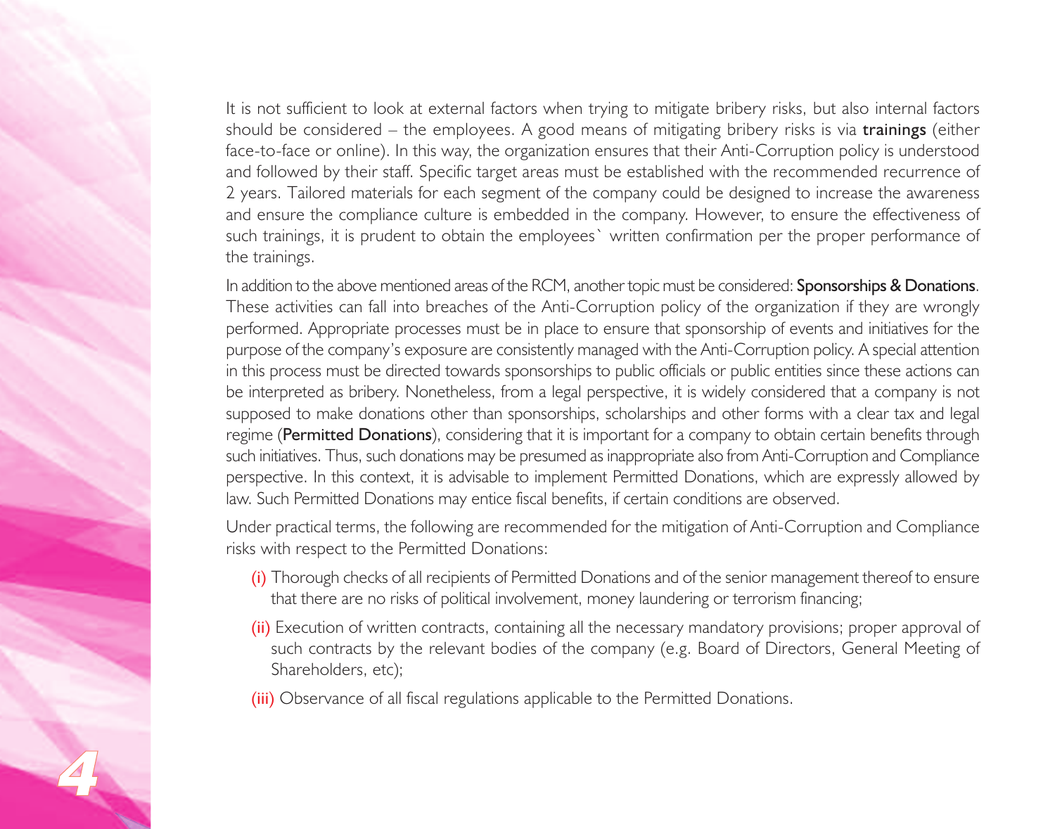It is not sufficient to look at external factors when trying to mitigate bribery risks, but also internal factors should be considered – the employees. A good means of mitigating bribery risks is via **trainings** (either face-to-face or online). In this way, the organization ensures that their Anti-Corruption policy is understood and followed by their staff. Specific target areas must be established with the recommended recurrence of 2 years. Tailored materials for each segment of the company could be designed to increase the awareness and ensure the compliance culture is embedded in the company. However, to ensure the effectiveness of such trainings, it is prudent to obtain the employees` written confirmation per the proper performance of the trainings.

In addition to the above mentioned areas of the RCM, another topic must be considered: **Sponsorships & Donations**. These activities can fall into breaches of the Anti-Corruption policy of the organization if they are wrongly performed. Appropriate processes must be in place to ensure that sponsorship of events and initiatives for the purpose of the company's exposure are consistently managed with the Anti-Corruption policy. A special attention in this process must be directed towards sponsorships to public officials or public entities since these actions can be interpreted as bribery. Nonetheless, from a legal perspective, it is widely considered that a company is not supposed to make donations other than sponsorships, scholarships and other forms with a clear tax and legal regime (**Permitted Donations**), considering that it is important for a company to obtain certain benefits through such initiatives. Thus, such donations may be presumed as inappropriate also from Anti-Corruption and Compliance perspective. In this context, it is advisable to implement Permitted Donations, which are expressly allowed by law. Such Permitted Donations may entice fiscal benefits, if certain conditions are observed.

Under practical terms, the following are recommended for the mitigation of Anti-Corruption and Compliance risks with respect to the Permitted Donations:

(i) Thorough checks of all recipients of Permitted Donations and of the senior management thereof to ensure that there are no risks of political involvement, money laundering or terrorism financing;

(ii) Execution of written contracts, containing all the necessary mandatory provisions; proper approval of such contracts by the relevant bodies of the company (e.g. Board of Directors, General Meeting of Shareholders, etc);

(iii) Observance of all fiscal regulations applicable to the Permitted Donations.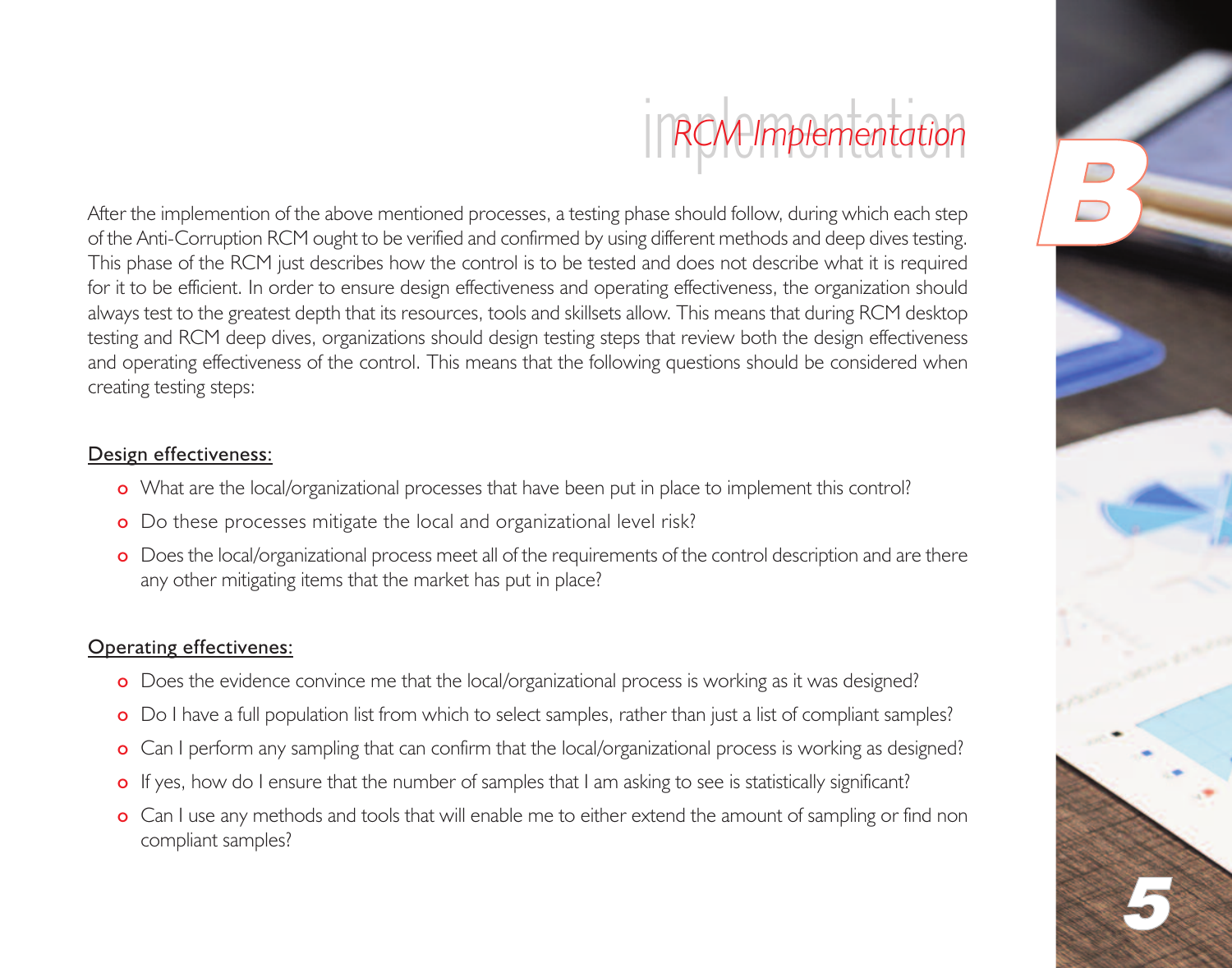## RCM Implementation

After the implemention of the above mentioned processes, a testing phase should follow, during which each step of the Anti-Corruption RCM ought to be verified and confirmed by using different methods and deep dives testing. This phase of the RCM just describes how the control is to be tested and does not describe what it is required for it to be efficient. In order to ensure design effectiveness and operating effectiveness, the organization should always test to the greatest depth that its resources, tools and skillsets allow. This means that during RCM desktop testing and RCM deep dives, organizations should design testing steps that review both the design effectiveness and operating effectiveness of the control. This means that the following questions should be considered when creating testing steps:

Design effectiveness:

- What are the local/organizational processes that have been put in place to implement this control?
- Do these processes mitigate the local and organizational level risk?
- Does the local/organizational process meet all of the requirements of the control description and are there any other mitigating items that the market has put in place?

Operating effectivenes:

- Does the evidence convince me that the local/organizational process is working as it was designed?
- Do I have a full population list from which to select samples, rather than just a list of compliant samples?
- Can I perform any sampling that can confirm that the local/organizational process is working as designed?
- If yes, how do I ensure that the number of samples that I am asking to see is statistically significant?
- Can I use any methods and tools that will enable me to either extend the amount of sampling or find non compliant samples?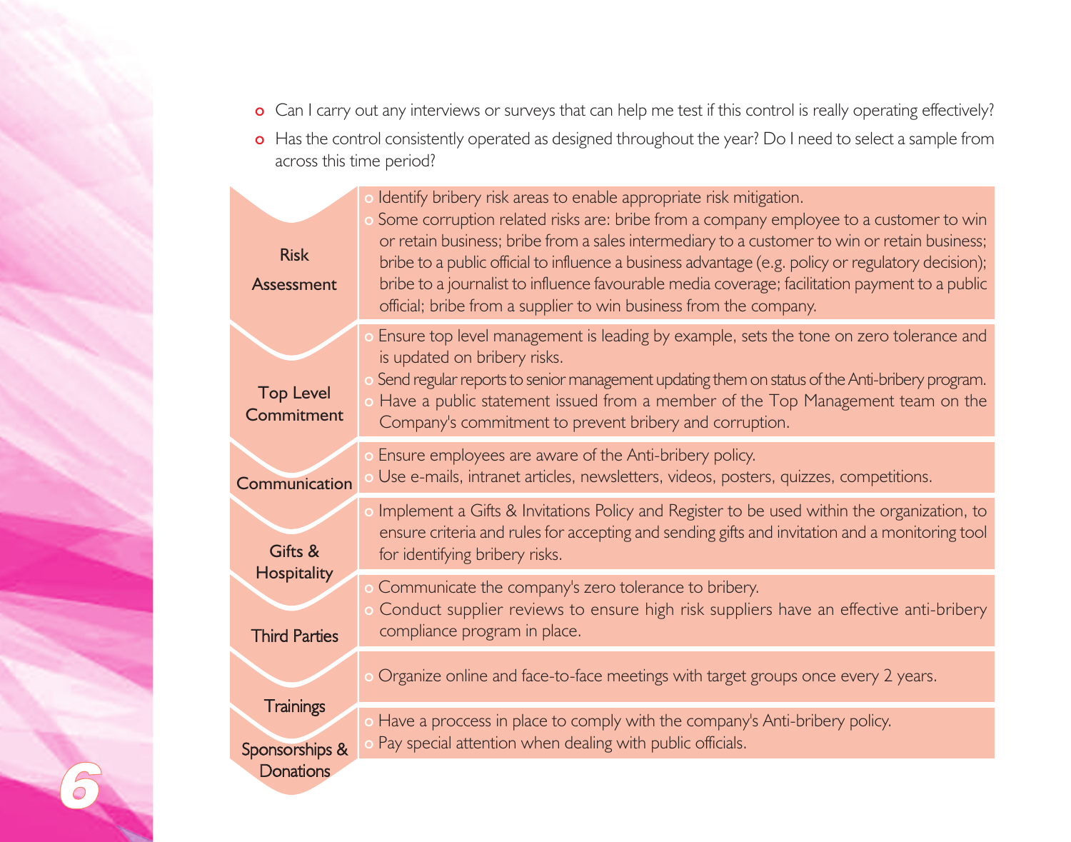- Can I carry out any interviews or surveys that can help me test if this control is really operating effectively?
- Has the control consistently operated as designed throughout the year? Do I need to select a sample from across this time period?

| | |
|---|---|
| Risk Assessment | - Identify bribery risk areas to enable appropriate risk mitigation.<br>- Some corruption related risks are: bribe from a company employee to a customer to win or retain business; bribe from a sales intermediary to a customer to win or retain business; bribe to a public official to influence a business advantage (e.g. policy or regulatory decision); bribe to a journalist to influence favourable media coverage; facilitation payment to a public official; bribe from a supplier to win business from the company. |
| Top Level Commitment | - Ensure top level management is leading by example, sets the tone on zero tolerance and is updated on bribery risks.<br>- Send regular reports to senior management updating them on status of the Anti-bribery program.<br>- Have a public statement issued from a member of the Top Management team on the Company's commitment to prevent bribery and corruption. |
| Communication | - Ensure employees are aware of the Anti-bribery policy.<br>- Use e-mails, intranet articles, newsletters, videos, posters, quizzes, competitions. |
| Gifts & Hospitality | - Implement a Gifts & Invitations Policy and Register to be used within the organization, to ensure criteria and rules for accepting and sending gifts and invitation and a monitoring tool for identifying bribery risks. |
| Third Parties | - Communicate the company's zero tolerance to bribery.<br>- Conduct supplier reviews to ensure high risk suppliers have an effective anti-bribery compliance program in place. |
| Trainings | - Organize online and face-to-face meetings with target groups once every 2 years. |
| Sponsorships & Donations | - Have a proccess in place to comply with the company's Anti-bribery policy.<br>- Pay special attention when dealing with public officials. |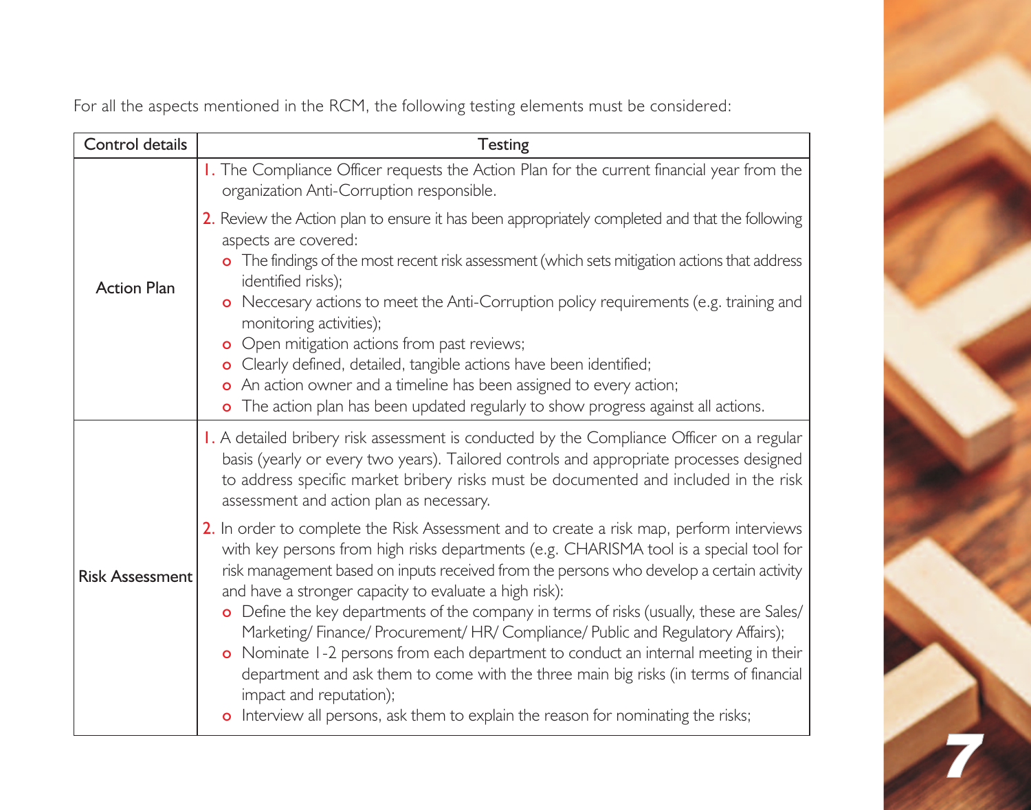For all the aspects mentioned in the RCM, the following testing elements must be considered:

| Control details | Testing |
|---|---|
| Action Plan | 1. The Compliance Officer requests the Action Plan for the current financial year from the organization Anti-Corruption responsible.<br>2. Review the Action plan to ensure it has been appropriately completed and that the following aspects are covered:<br>o The findings of the most recent risk assessment (which sets mitigation actions that address identified risks);<br>o Neccesary actions to meet the Anti-Corruption policy requirements (e.g. training and monitoring activities);<br>o Open mitigation actions from past reviews;<br>o Clearly defined, detailed, tangible actions have been identified;<br>o An action owner and a timeline has been assigned to every action;<br>o The action plan has been updated regularly to show progress against all actions. |
| Risk Assessment | 1. A detailed bribery risk assessment is conducted by the Compliance Officer on a regular basis (yearly or every two years). Tailored controls and appropriate processes designed to address specific market bribery risks must be documented and included in the risk assessment and action plan as necessary.<br>2. In order to complete the Risk Assessment and to create a risk map, perform interviews with key persons from high risks departments (e.g. CHARISMA tool is a special tool for risk management based on inputs received from the persons who develop a certain activity and have a stronger capacity to evaluate a high risk):<br>o Define the key departments of the company in terms of risks (usually, these are Sales/ Marketing/ Finance/ Procurement/ HR/ Compliance/ Public and Regulatory Affairs);<br>o Nominate 1-2 persons from each department to conduct an internal meeting in their department and ask them to come with the three main big risks (in terms of financial impact and reputation);<br>o Interview all persons, ask them to explain the reason for nominating the risks; |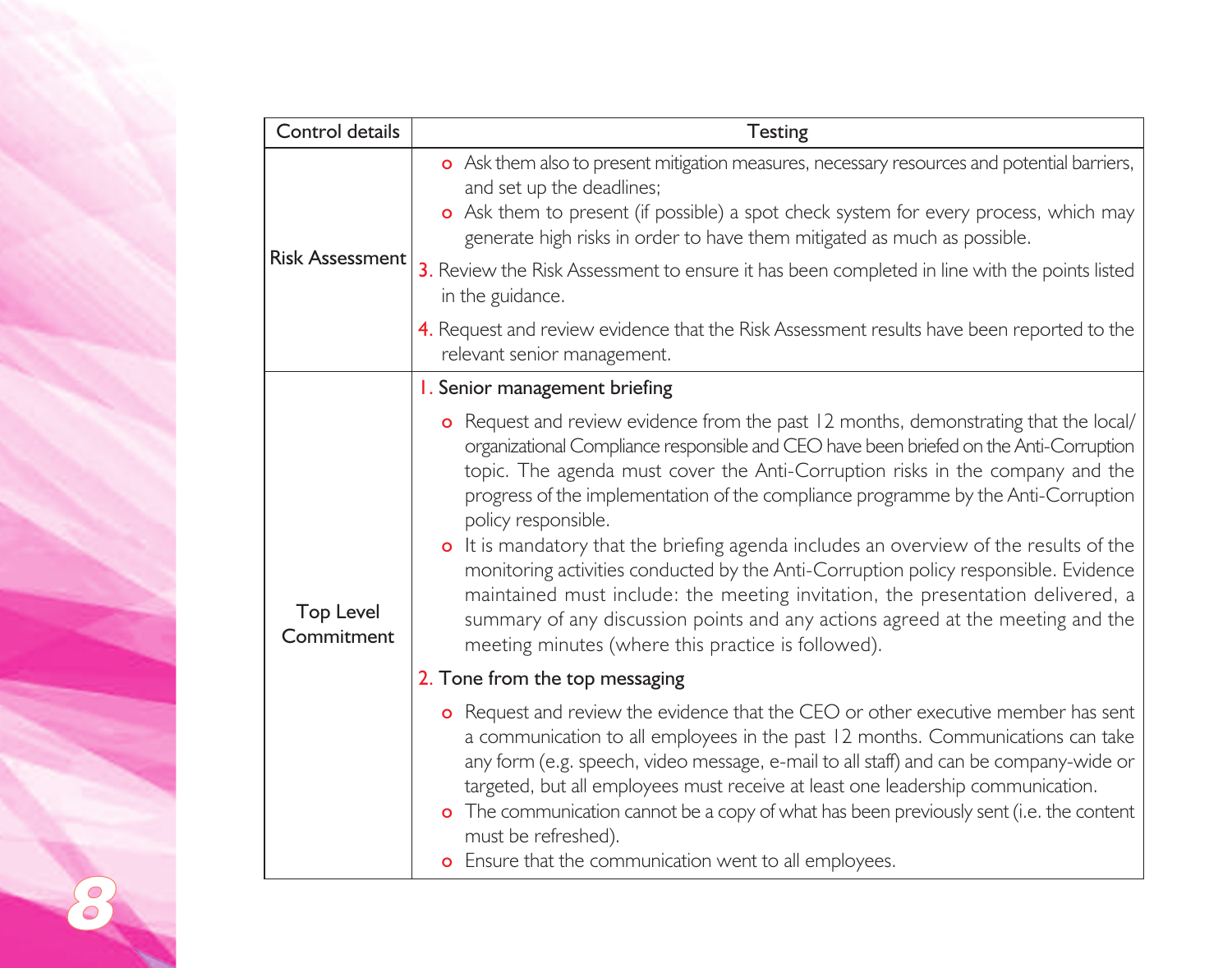| Control details | Testing |
|---|---|
| Risk Assessment | o Ask them also to present mitigation measures, necessary resources and potential barriers, and set up the deadlines;<br>o Ask them to present (if possible) a spot check system for every process, which may generate high risks in order to have them mitigated as much as possible.<br>3. Review the Risk Assessment to ensure it has been completed in line with the points listed in the guidance.<br>4. Request and review evidence that the Risk Assessment results have been reported to the relevant senior management. |
| Top Level Commitment | 1. Senior management briefing<br>o Request and review evidence from the past 12 months, demonstrating that the local/organizational Compliance responsible and CEO have been briefed on the Anti-Corruption topic. The agenda must cover the Anti-Corruption risks in the company and the progress of the implementation of the compliance programme by the Anti-Corruption policy responsible.<br>o It is mandatory that the briefing agenda includes an overview of the results of the monitoring activities conducted by the Anti-Corruption policy responsible. Evidence maintained must include: the meeting invitation, the presentation delivered, a summary of any discussion points and any actions agreed at the meeting and the meeting minutes (where this practice is followed).<br>2. Tone from the top messaging<br>o Request and review the evidence that the CEO or other executive member has sent a communication to all employees in the past 12 months. Communications can take any form (e.g. speech, video message, e-mail to all staff) and can be company-wide or targeted, but all employees must receive at least one leadership communication.<br>o The communication cannot be a copy of what has been previously sent (i.e. the content must be refreshed).<br>o Ensure that the communication went to all employees. |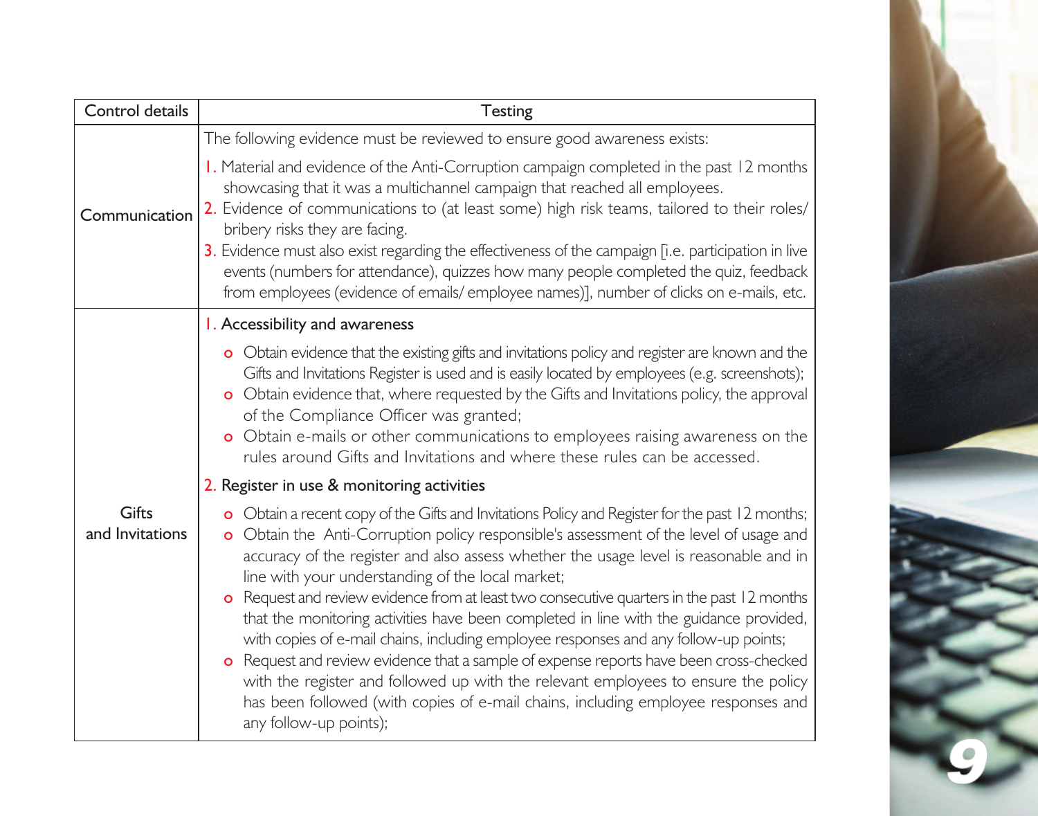| Control details | Testing |
|---|---|
| Communication | The following evidence must be reviewed to ensure good awareness exists:<br>1. Material and evidence of the Anti-Corruption campaign completed in the past 12 months showcasing that it was a multichannel campaign that reached all employees.<br>2. Evidence of communications to (at least some) high risk teams, tailored to their roles/ bribery risks they are facing.<br>3. Evidence must also exist regarding the effectiveness of the campaign [i.e. participation in live events (numbers for attendance), quizzes how many people completed the quiz, feedback from employees (evidence of emails/ employee names)], number of clicks on e-mails, etc. |
| Gifts and Invitations | 1. Accessibility and awareness<br>o Obtain evidence that the existing gifts and invitations policy and register are known and the Gifts and Invitations Register is used and is easily located by employees (e.g. screenshots);<br>o Obtain evidence that, where requested by the Gifts and Invitations policy, the approval of the Compliance Officer was granted;<br>o Obtain e-mails or other communications to employees raising awareness on the rules around Gifts and Invitations and where these rules can be accessed.<br>2. Register in use & monitoring activities<br>o Obtain a recent copy of the Gifts and Invitations Policy and Register for the past 12 months;<br>o Obtain the Anti-Corruption policy responsible's assessment of the level of usage and accuracy of the register and also assess whether the usage level is reasonable and in line with your understanding of the local market;<br>o Request and review evidence from at least two consecutive quarters in the past 12 months that the monitoring activities have been completed in line with the guidance provided, with copies of e-mail chains, including employee responses and any follow-up points;<br>o Request and review evidence that a sample of expense reports have been cross-checked with the register and followed up with the relevant employees to ensure the policy has been followed (with copies of e-mail chains, including employee responses and any follow-up points); |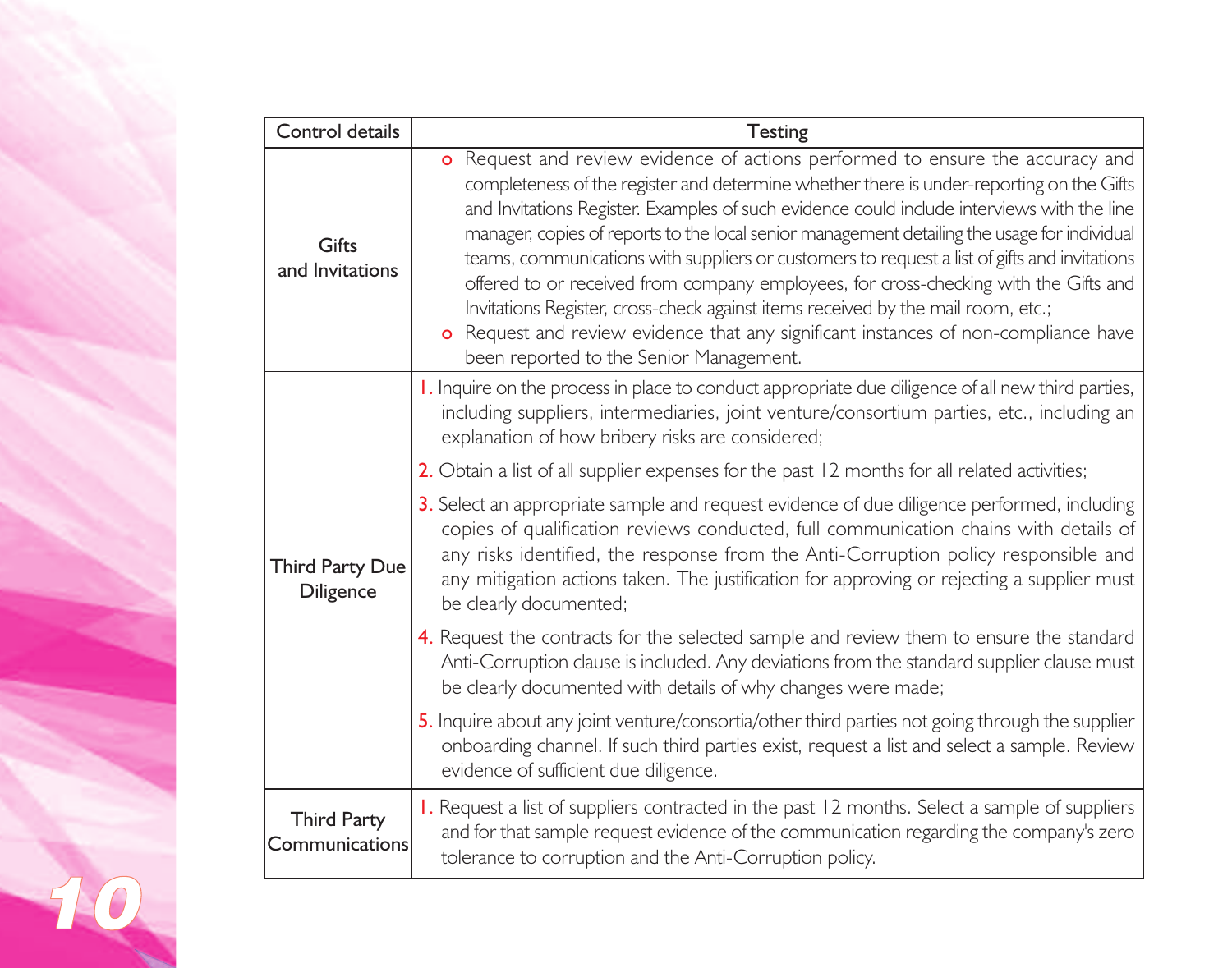| Control details | Testing |
|---|---|
| Gifts and Invitations | o Request and review evidence of actions performed to ensure the accuracy and completeness of the register and determine whether there is under-reporting on the Gifts and Invitations Register. Examples of such evidence could include interviews with the line manager, copies of reports to the local senior management detailing the usage for individual teams, communications with suppliers or customers to request a list of gifts and invitations offered to or received from company employees, for cross-checking with the Gifts and Invitations Register, cross-check against items received by the mail room, etc.;<br>o Request and review evidence that any significant instances of non-compliance have been reported to the Senior Management. |
| Third Party Due Diligence | 1. Inquire on the process in place to conduct appropriate due diligence of all new third parties, including suppliers, intermediaries, joint venture/consortium parties, etc., including an explanation of how bribery risks are considered;<br>2. Obtain a list of all supplier expenses for the past 12 months for all related activities;<br>3. Select an appropriate sample and request evidence of due diligence performed, including copies of qualification reviews conducted, full communication chains with details of any risks identified, the response from the Anti-Corruption policy responsible and any mitigation actions taken. The justification for approving or rejecting a supplier must be clearly documented;<br>4. Request the contracts for the selected sample and review them to ensure the standard Anti-Corruption clause is included. Any deviations from the standard supplier clause must be clearly documented with details of why changes were made;<br>5. Inquire about any joint venture/consortia/other third parties not going through the supplier onboarding channel. If such third parties exist, request a list and select a sample. Review evidence of sufficient due diligence. |
| Third Party Communications | 1. Request a list of suppliers contracted in the past 12 months. Select a sample of suppliers and for that sample request evidence of the communication regarding the company's zero tolerance to corruption and the Anti-Corruption policy. |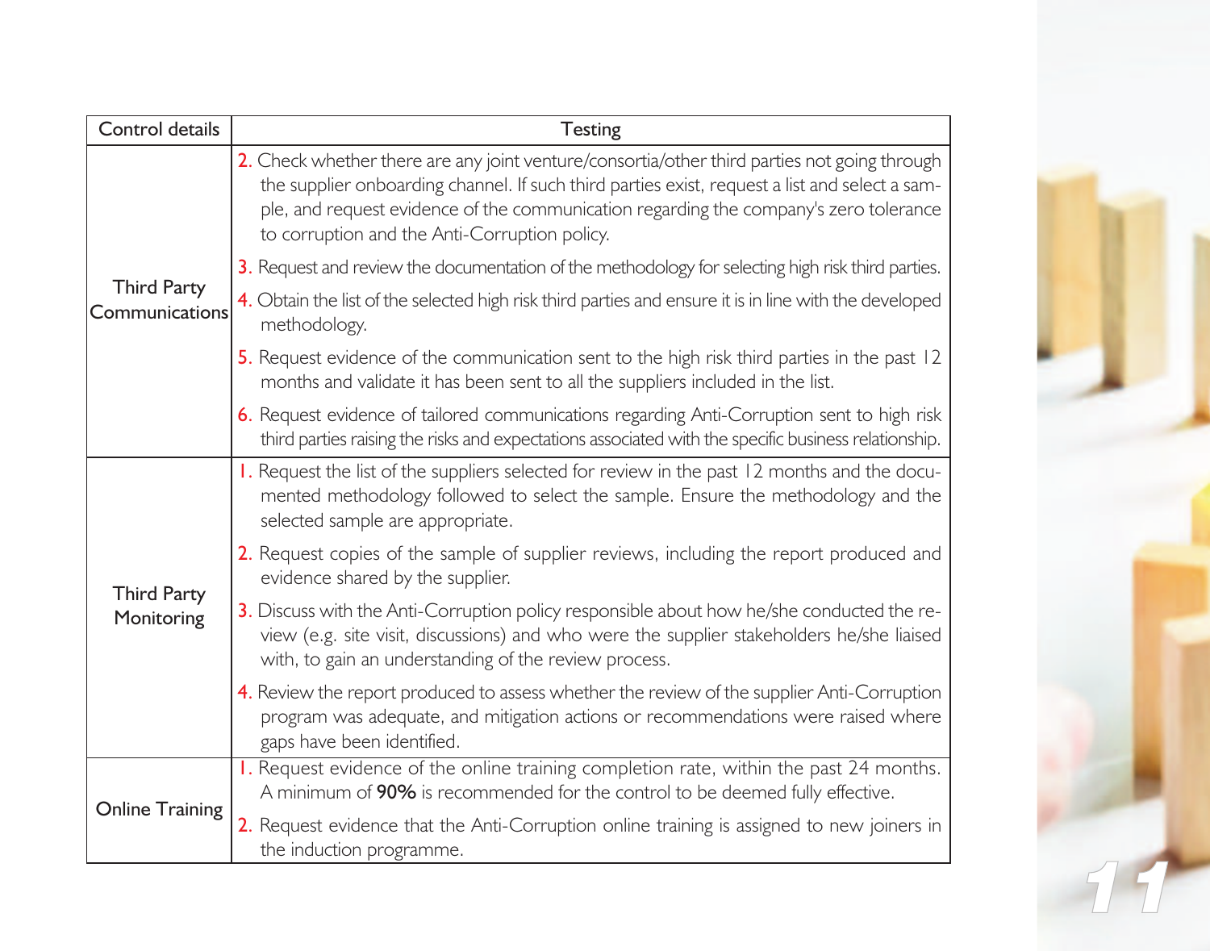| Control details | Testing |
|---|---|
| Third Party Communications | 2. Check whether there are any joint venture/consortia/other third parties not going through the supplier onboarding channel. If such third parties exist, request a list and select a sample, and request evidence of the communication regarding the company's zero tolerance to corruption and the Anti-Corruption policy. |
| | 3. Request and review the documentation of the methodology for selecting high risk third parties. |
| | 4. Obtain the list of the selected high risk third parties and ensure it is in line with the developed methodology. |
| | 5. Request evidence of the communication sent to the high risk third parties in the past 12 months and validate it has been sent to all the suppliers included in the list. |
| | 6. Request evidence of tailored communications regarding Anti-Corruption sent to high risk third parties raising the risks and expectations associated with the specific business relationship. |
| Third Party Monitoring | 1. Request the list of the suppliers selected for review in the past 12 months and the documented methodology followed to select the sample. Ensure the methodology and the selected sample are appropriate. |
| | 2. Request copies of the sample of supplier reviews, including the report produced and evidence shared by the supplier. |
| | 3. Discuss with the Anti-Corruption policy responsible about how he/she conducted the review (e.g. site visit, discussions) and who were the supplier stakeholders he/she liaised with, to gain an understanding of the review process. |
| | 4. Review the report produced to assess whether the review of the supplier Anti-Corruption program was adequate, and mitigation actions or recommendations were raised where gaps have been identified. |
| Online Training | 1. Request evidence of the online training completion rate, within the past 24 months. A minimum of **90%** is recommended for the control to be deemed fully effective. |
| | 2. Request evidence that the Anti-Corruption online training is assigned to new joiners in the induction programme. |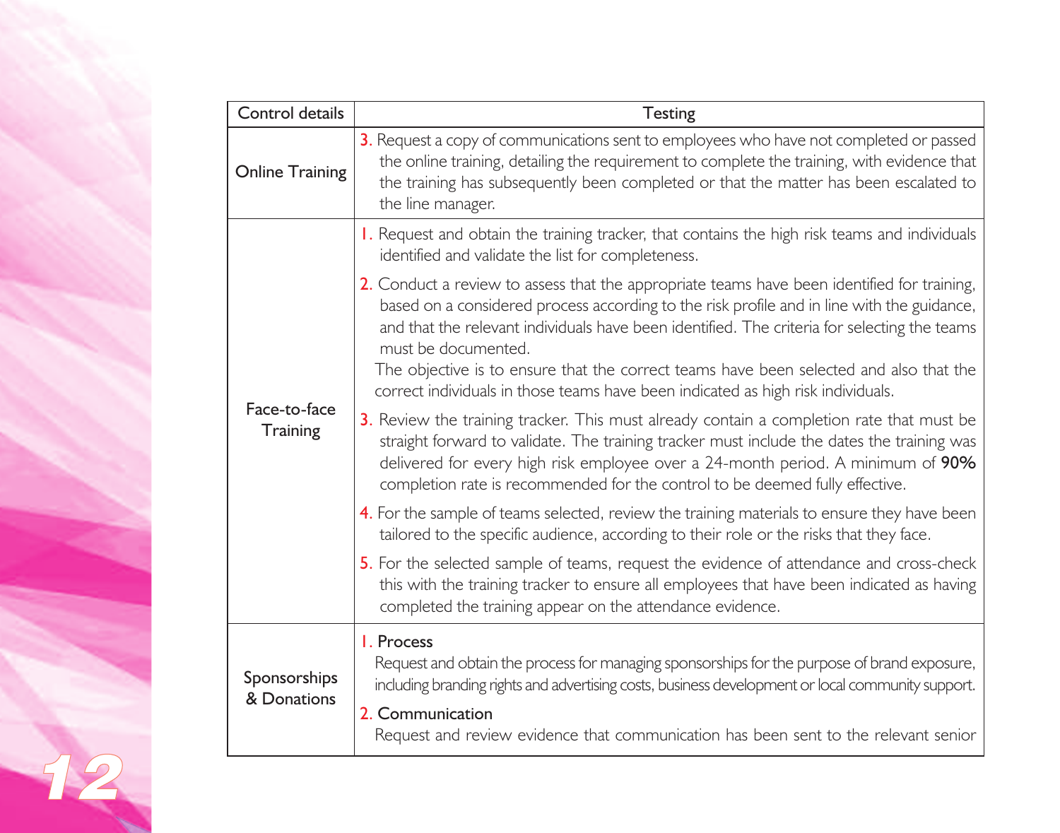| Control details | Testing |
|---|---|
| Online Training | 3. Request a copy of communications sent to employees who have not completed or passed the online training, detailing the requirement to complete the training, with evidence that the training has subsequently been completed or that the matter has been escalated to the line manager. |
| Face-to-face Training | 1. Request and obtain the training tracker, that contains the high risk teams and individuals identified and validate the list for completeness.<br>2. Conduct a review to assess that the appropriate teams have been identified for training, based on a considered process according to the risk profile and in line with the guidance, and that the relevant individuals have been identified. The criteria for selecting the teams must be documented.<br>The objective is to ensure that the correct teams have been selected and also that the correct individuals in those teams have been indicated as high risk individuals.<br>3. Review the training tracker. This must already contain a completion rate that must be straight forward to validate. The training tracker must include the dates the training was delivered for every high risk employee over a 24-month period. A minimum of **90%** completion rate is recommended for the control to be deemed fully effective.<br>4. For the sample of teams selected, review the training materials to ensure they have been tailored to the specific audience, according to their role or the risks that they face.<br>5. For the selected sample of teams, request the evidence of attendance and cross-check this with the training tracker to ensure all employees that have been indicated as having completed the training appear on the attendance evidence. |
| Sponsorships & Donations | 1. Process<br>Request and obtain the process for managing sponsorships for the purpose of brand exposure, including branding rights and advertising costs, business development or local community support.<br>2. Communication<br>Request and review evidence that communication has been sent to the relevant senior |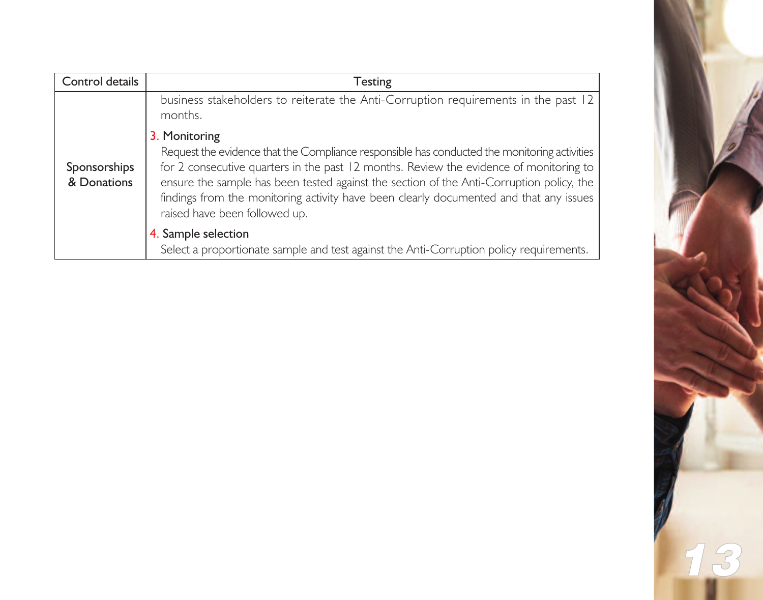| Control details | Testing |
| --- | --- |
| Sponsorships & Donations | business stakeholders to reiterate the Anti-Corruption requirements in the past 12 months.<br><br>3. Monitoring<br>Request the evidence that the Compliance responsible has conducted the monitoring activities for 2 consecutive quarters in the past 12 months. Review the evidence of monitoring to ensure the sample has been tested against the section of the Anti-Corruption policy, the findings from the monitoring activity have been clearly documented and that any issues raised have been followed up.<br><br>4. Sample selection<br>Select a proportionate sample and test against the Anti-Corruption policy requirements. |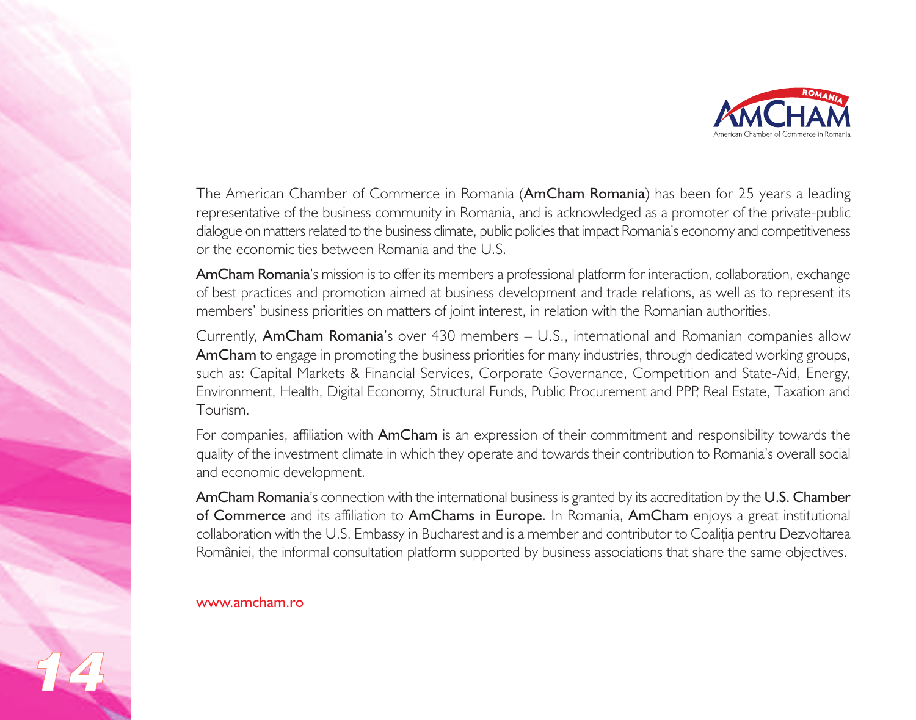The American Chamber of Commerce in Romania (**AmCham Romania**) has been for 25 years a leading representative of the business community in Romania, and is acknowledged as a promoter of the private-public dialogue on matters related to the business climate, public policies that impact Romania's economy and competitiveness or the economic ties between Romania and the U.S.

**AmCham Romania**'s mission is to offer its members a professional platform for interaction, collaboration, exchange of best practices and promotion aimed at business development and trade relations, as well as to represent its members' business priorities on matters of joint interest, in relation with the Romanian authorities.

Currently, **AmCham Romania**'s over 430 members – U.S., international and Romanian companies allow **AmCham** to engage in promoting the business priorities for many industries, through dedicated working groups, such as: Capital Markets & Financial Services, Corporate Governance, Competition and State-Aid, Energy, Environment, Health, Digital Economy, Structural Funds, Public Procurement and PPP, Real Estate, Taxation and Tourism.

For companies, affiliation with **AmCham** is an expression of their commitment and responsibility towards the quality of the investment climate in which they operate and towards their contribution to Romania's overall social and economic development.

**AmCham Romania**'s connection with the international business is granted by its accreditation by the **U.S. Chamber of Commerce** and its affiliation to **AmChams in Europe**. In Romania, **AmCham** enjoys a great institutional collaboration with the U.S. Embassy in Bucharest and is a member and contributor to Coaliția pentru Dezvoltarea României, the informal consultation platform supported by business associations that share the same objectives.

www.amcham.ro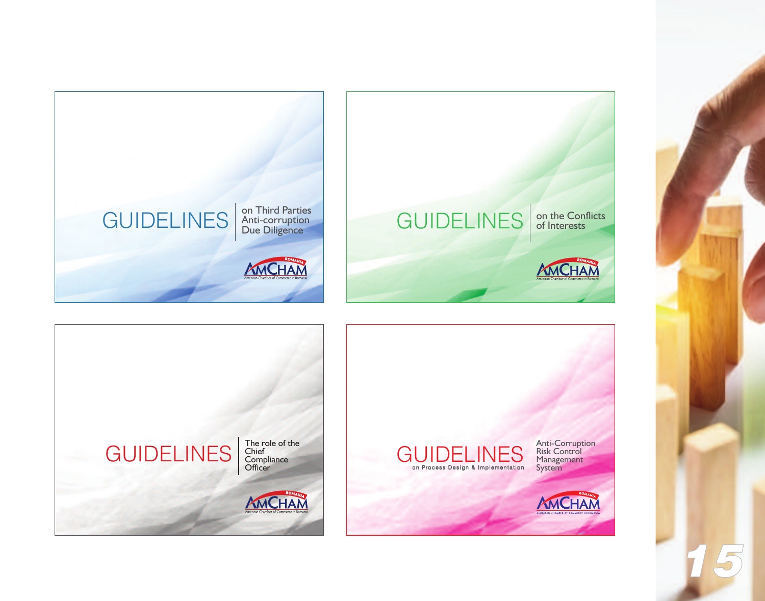GUIDELINES on Third Parties Anti-corruption Due Diligence

AMCHAM ROMANIA
American Chamber of Commerce in Romania

GUIDELINES on the Conflicts of Interests

AMCHAM ROMANIA
American Chamber of Commerce in Romania

GUIDELINES The role of the Chief Compliance Officer

AMCHAM ROMANIA
American Chamber of Commerce in Romania

GUIDELINES on Process Design & Implementation Anti-Corruption Risk Control Management System

AMCHAM ROMANIA
American Chamber of Commerce in Romania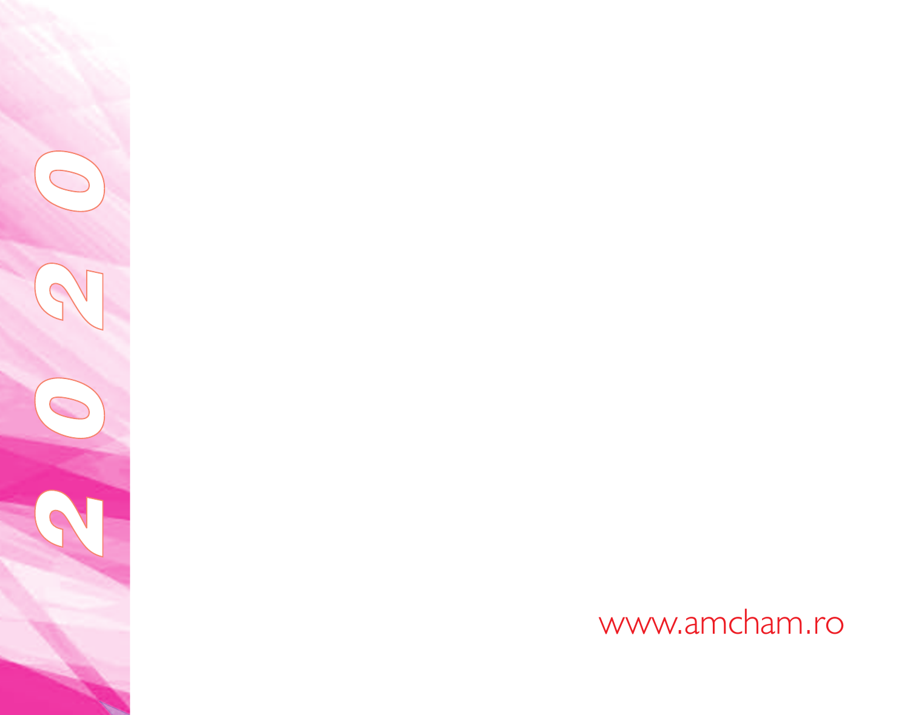2020

www.amcham.ro